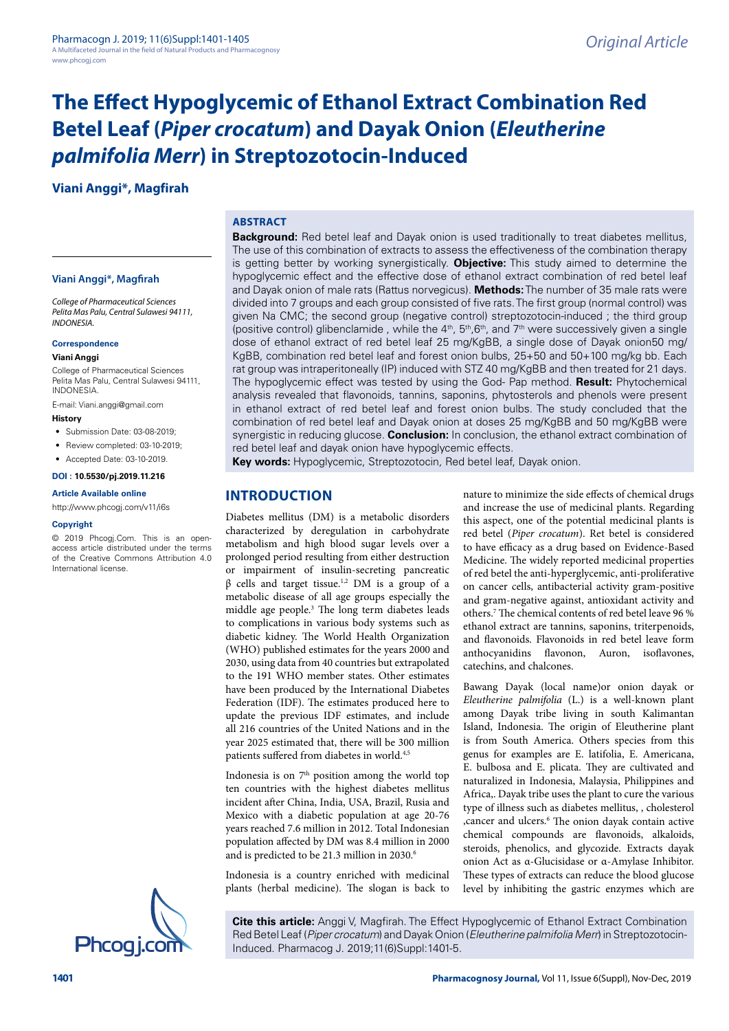# The Effect Hypoglycemic of Ethanol Extract Combination Red Betel Leaf (*Piper crocatum*) and Dayak Onion (*Eleutherine palmifolia Merr*) in Streptozotocin-Induced

**Viani Anggi*, Magfirah**

**Viani Anggi*, Magfirah**

*College of Pharmaceutical Sciences Pelita Mas Palu, Central Sulawesi 94111, INDONESIA.*

**Correspondence**

**Viani Anggi**

College of Pharmaceutical Sciences Pelita Mas Palu, Central Sulawesi 94111, INDONESIA.

E-mail: Viani.anggi@gmail.com

**History**

- Submission Date: 03-08-2019;
- Review completed: 03-10-2019;
- Accepted Date: 03-10-2019.

**DOI : 10.5530/pj.2019.11.216**

**Article Available online**

http://www.phcogj.com/v11/i6s

**Copyright**

© 2019 Phcogj.Com. This is an open-access article distributed under the terms of the Creative Commons Attribution 4.0 International license.

## ABSTRACT

**Background:** Red betel leaf and Dayak onion is used traditionally to treat diabetes mellitus, The use of this combination of extracts to assess the effectiveness of the combination therapy is getting better by working synergistically. **Objective:** This study aimed to determine the hypoglycemic effect and the effective dose of ethanol extract combination of red betel leaf and Dayak onion of male rats (Rattus norvegicus). **Methods:** The number of 35 male rats were divided into 7 groups and each group consisted of five rats. The first group (normal control) was given Na CMC; the second group (negative control) streptozotocin-induced ; the third group (positive control) glibenclamide , while the 4th, 5th,6th, and 7th were successively given a single dose of ethanol extract of red betel leaf 25 mg/KgBB, a single dose of Dayak onion50 mg/KgBB, combination red betel leaf and forest onion bulbs, 25+50 and 50+100 mg/kg bb. Each rat group was intraperitoneally (IP) induced with STZ 40 mg/KgBB and then treated for 21 days. The hypoglycemic effect was tested by using the God- Pap method. **Result:** Phytochemical analysis revealed that flavonoids, tannins, saponins, phytosterols and phenols were present in ethanol extract of red betel leaf and forest onion bulbs. The study concluded that the combination of red betel leaf and Dayak onion at doses 25 mg/KgBB and 50 mg/KgBB were synergistic in reducing glucose. **Conclusion:** In conclusion, the ethanol extract combination of red betel leaf and dayak onion have hypoglycemic effects.

**Key words:** Hypoglycemic, Streptozotocin, Red betel leaf, Dayak onion.

## INTRODUCTION

Diabetes mellitus (DM) is a metabolic disorders characterized by deregulation in carbohydrate metabolism and high blood sugar levels over a prolonged period resulting from either destruction or impairment of insulin-secreting pancreatic β cells and target tissue.[1,2] DM is a group of a metabolic disease of all age groups especially the middle age people.[3] The long term diabetes leads to complications in various body systems such as diabetic kidney. The World Health Organization (WHO) published estimates for the years 2000 and 2030, using data from 40 countries but extrapolated to the 191 WHO member states. Other estimates have been produced by the International Diabetes Federation (IDF). The estimates produced here to update the previous IDF estimates, and include all 216 countries of the United Nations and in the year 2025 estimated that, there will be 300 million patients suffered from diabetes in world.[4,5]

Indonesia is on 7th position among the world top ten countries with the highest diabetes mellitus incident after China, India, USA, Brazil, Rusia and Mexico with a diabetic population at age 20-76 years reached 7.6 million in 2012. Total Indonesian population affected by DM was 8.4 million in 2000 and is predicted to be 21.3 million in 2030.[6]

Indonesia is a country enriched with medicinal plants (herbal medicine). The slogan is back to nature to minimize the side effects of chemical drugs and increase the use of medicinal plants. Regarding this aspect, one of the potential medicinal plants is red betel (*Piper crocatum*). Ret betel is considered to have efficacy as a drug based on Evidence-Based Medicine. The widely reported medicinal properties of red betel the anti-hyperglycemic, anti-proliferative on cancer cells, antibacterial activity gram-positive and gram-negative against, antioxidant activity and others.[7] The chemical contents of red betel leave 96 % ethanol extract are tannins, saponins, triterpenoids, and flavonoids. Flavonoids in red betel leave form anthocyanidins flavonon, Auron, isoflavones, catechins, and chalcones.

Bawang Dayak (local name)or onion dayak or *Eleutherine palmifolia* (L.) is a well-known plant among Dayak tribe living in south Kalimantan Island, Indonesia. The origin of Eleutherine plant is from South America. Others species from this genus for examples are E. latifolia, E. Americana, E. bulbosa and E. plicata. They are cultivated and naturalized in Indonesia, Malaysia, Philippines and Africa,. Dayak tribe uses the plant to cure the various type of illness such as diabetes mellitus, , cholesterol ,cancer and ulcers.[6] The onion dayak contain active chemical compounds are flavonoids, alkaloids, steroids, phenolics, and glycozide. Extracts dayak onion Act as α-Glucisidase or α-Amylase Inhibitor. These types of extracts can reduce the blood glucose level by inhibiting the gastric enzymes which are

**Cite this article:** Anggi V, Magfirah. The Effect Hypoglycemic of Ethanol Extract Combination Red Betel Leaf (*Piper crocatum*) and Dayak Onion (*Eleutherine palmifolia Merr*) in Streptozotocin-Induced. Pharmacog J. 2019;11(6)Suppl:1401-5.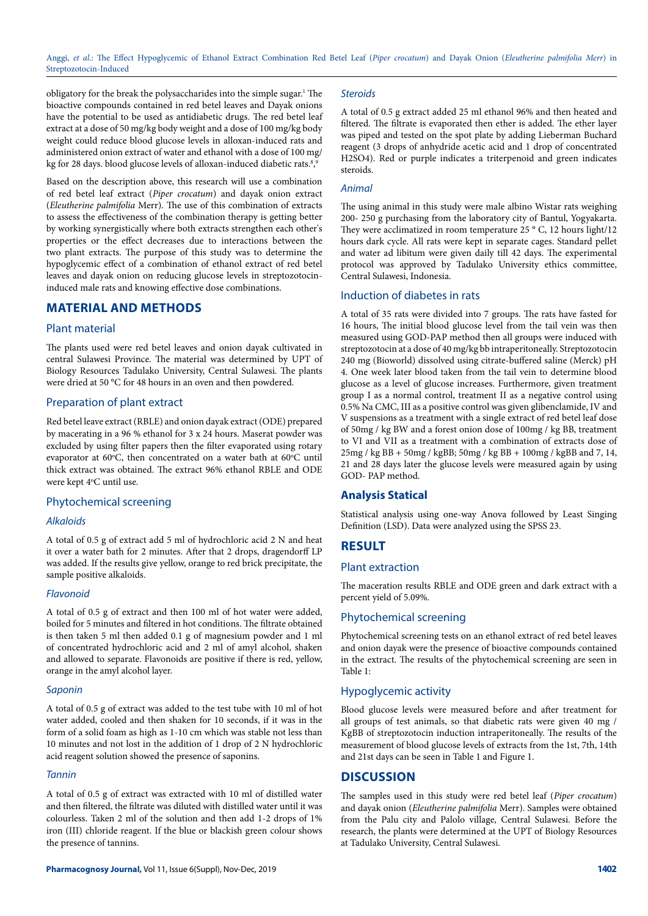obligatory for the break the polysaccharides into the simple sugar.[1] The bioactive compounds contained in red betel leaves and Dayak onions have the potential to be used as antidiabetic drugs. The red betel leaf extract at a dose of 50 mg/kg body weight and a dose of 100 mg/kg body weight could reduce blood glucose levels in alloxan-induced rats and administered onion extract of water and ethanol with a dose of 100 mg/kg for 28 days. blood glucose levels of alloxan-induced diabetic rats.[8,9]

Based on the description above, this research will use a combination of red betel leaf extract (*Piper crocatum*) and dayak onion extract (*Eleutherine palmifolia* Merr). The use of this combination of extracts to assess the effectiveness of the combination therapy is getting better by working synergistically where both extracts strengthen each other's properties or the effect decreases due to interactions between the two plant extracts. The purpose of this study was to determine the hypoglycemic effect of a combination of ethanol extract of red betel leaves and dayak onion on reducing glucose levels in streptozotocin-induced male rats and knowing effective dose combinations.

## MATERIAL AND METHODS

### Plant material

The plants used were red betel leaves and onion dayak cultivated in central Sulawesi Province. The material was determined by UPT of Biology Resources Tadulako University, Central Sulawesi. The plants were dried at 50 °C for 48 hours in an oven and then powdered.

### Preparation of plant extract

Red betel leave extract (RBLE) and onion dayak extract (ODE) prepared by macerating in a 96 % ethanol for 3 x 24 hours. Maserat powder was excluded by using filter papers then the filter evaporated using rotary evaporator at 60°C, then concentrated on a water bath at 60°C until thick extract was obtained. The extract 96% ethanol RBLE and ODE were kept 4°C until use.

### Phytochemical screening

#### *Alkaloids*

A total of 0.5 g of extract add 5 ml of hydrochloric acid 2 N and heat it over a water bath for 2 minutes. After that 2 drops, dragendorff LP was added. If the results give yellow, orange to red brick precipitate, the sample positive alkaloids.

#### *Flavonoid*

A total of 0.5 g of extract and then 100 ml of hot water were added, boiled for 5 minutes and filtered in hot conditions. The filtrate obtained is then taken 5 ml then added 0.1 g of magnesium powder and 1 ml of concentrated hydrochloric acid and 2 ml of amyl alcohol, shaken and allowed to separate. Flavonoids are positive if there is red, yellow, orange in the amyl alcohol layer.

#### *Saponin*

A total of 0.5 g of extract was added to the test tube with 10 ml of hot water added, cooled and then shaken for 10 seconds, if it was in the form of a solid foam as high as 1-10 cm which was stable not less than 10 minutes and not lost in the addition of 1 drop of 2 N hydrochloric acid reagent solution showed the presence of saponins.

#### *Tannin*

A total of 0.5 g of extract was extracted with 10 ml of distilled water and then filtered, the filtrate was diluted with distilled water until it was colourless. Taken 2 ml of the solution and then add 1-2 drops of 1% iron (III) chloride reagent. If the blue or blackish green colour shows the presence of tannins.

#### *Steroids*

A total of 0.5 g extract added 25 ml ethanol 96% and then heated and filtered. The filtrate is evaporated then ether is added. The ether layer was piped and tested on the spot plate by adding Lieberman Buchard reagent (3 drops of anhydride acetic acid and 1 drop of concentrated $H_2SO_4$). Red or purple indicates a triterpenoid and green indicates steroids.

#### *Animal*

The using animal in this study were male albino Wistar rats weighing 200- 250 g purchasing from the laboratory city of Bantul, Yogyakarta. They were acclimatized in room temperature 25 ° C, 12 hours light/12 hours dark cycle. All rats were kept in separate cages. Standard pellet and water ad libitum were given daily till 42 days. The experimental protocol was approved by Tadulako University ethics committee, Central Sulawesi, Indonesia.

### Induction of diabetes in rats

A total of 35 rats were divided into 7 groups. The rats have fasted for 16 hours, The initial blood glucose level from the tail vein was then measured using GOD-PAP method then all groups were induced with streptozotocin at a dose of 40 mg/kg bb intraperitoneally. Streptozotocin 240 mg (Bioworld) dissolved using citrate-buffered saline (Merck) pH 4. One week later blood taken from the tail vein to determine blood glucose as a level of glucose increases. Furthermore, given treatment group I as a normal control, treatment II as a negative control using 0.5% Na CMC, III as a positive control was given glibenclamide, IV and V suspensions as a treatment with a single extract of red betel leaf dose of 50mg / kg BW and a forest onion dose of 100mg / kg BB, treatment to VI and VII as a treatment with a combination of extracts dose of 25mg / kg BB + 50mg / kgBB; 50mg / kg BB + 100mg / kgBB and 7, 14, 21 and 28 days later the glucose levels were measured again by using GOD- PAP method.

### Analysis Statical

Statistical analysis using one-way Anova followed by Least Singing Definition (LSD). Data were analyzed using the SPSS 23.

## RESULT

### Plant extraction

The maceration results RBLE and ODE green and dark extract with a percent yield of 5.09%.

### Phytochemical screening

Phytochemical screening tests on an ethanol extract of red betel leaves and onion dayak were the presence of bioactive compounds contained in the extract. The results of the phytochemical screening are seen in Table 1:

### Hypoglycemic activity

Blood glucose levels were measured before and after treatment for all groups of test animals, so that diabetic rats were given 40 mg / KgBB of streptozotocin induction intraperitoneally. The results of the measurement of blood glucose levels of extracts from the 1st, 7th, 14th and 21st days can be seen in Table 1 and Figure 1.

## DISCUSSION

The samples used in this study were red betel leaf (*Piper crocatum*) and dayak onion (*Eleutherine palmifolia* Merr). Samples were obtained from the Palu city and Palolo village, Central Sulawesi. Before the research, the plants were determined at the UPT of Biology Resources at Tadulako University, Central Sulawesi.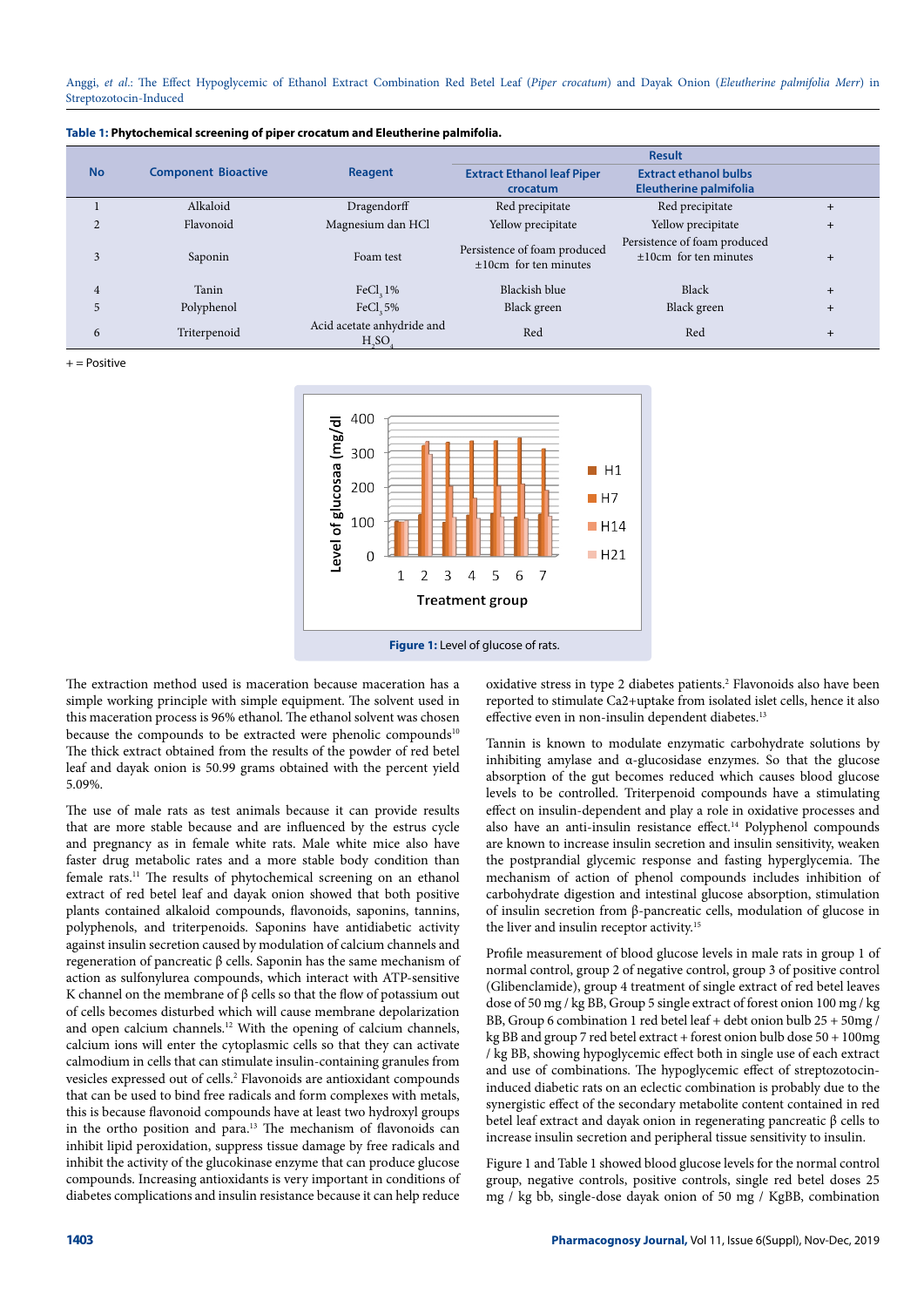**Table 1:** Phytochemical screening of piper crocatum and Eleutherine palmifolia.

| No | Component Bioactive | Reagent | Result | | |
|---|---|---|---|---|---|
| | | | Extract Ethanol leaf Piper crocatum | Extract ethanol bulbs Eleutherine palmifolia | |
| 1 | Alkaloid | Dragendorff | Red precipitate | Red precipitate | + |
| 2 | Flavonoid | Magnesium dan HCl | Yellow precipitate | Yellow precipitate | + |
| 3 | Saponin | Foam test | Persistence of foam produced ±10cm for ten minutes | Persistence of foam produced ±10cm for ten minutes | + |
| 4 | Tanin | $FeCl_3$ 1% | Blackish blue | Black | + |
| 5 | Polyphenol | $FeCl_3$ 5% | Black green | Black green | + |
| 6 | Triterpenoid | Acid acetate anhydride and $H_2SO_4$ | Red | Red | + |

+ = Positive

**Figure 1:** Level of glucose of rats.

The extraction method used is maceration because maceration has a simple working principle with simple equipment. The solvent used in this maceration process is 96% ethanol. The ethanol solvent was chosen because the compounds to be extracted were phenolic compounds[10] The thick extract obtained from the results of the powder of red betel leaf and dayak onion is 50.99 grams obtained with the percent yield 5.09%.

The use of male rats as test animals because it can provide results that are more stable because and are influenced by the estrus cycle and pregnancy as in female white rats. Male white mice also have faster drug metabolic rates and a more stable body condition than female rats.[11] The results of phytochemical screening on an ethanol extract of red betel leaf and dayak onion showed that both positive plants contained alkaloid compounds, flavonoids, saponins, tannins, polyphenols, and triterpenoids. Saponins have antidiabetic activity against insulin secretion caused by modulation of calcium channels and regeneration of pancreatic β cells. Saponin has the same mechanism of action as sulfonylurea compounds, which interact with ATP-sensitive K channel on the membrane of β cells so that the flow of potassium out of cells becomes disturbed which will cause membrane depolarization and open calcium channels.[12] With the opening of calcium channels, calcium ions will enter the cytoplasmic cells so that they can activate calmodium in cells that can stimulate insulin-containing granules from vesicles expressed out of cells.[2] Flavonoids are antioxidant compounds that can be used to bind free radicals and form complexes with metals, this is because flavonoid compounds have at least two hydroxyl groups in the ortho position and para.[13] The mechanism of flavonoids can inhibit lipid peroxidation, suppress tissue damage by free radicals and inhibit the activity of the glucokinase enzyme that can produce glucose compounds. Increasing antioxidants is very important in conditions of diabetes complications and insulin resistance because it can help reduce oxidative stress in type 2 diabetes patients.[2] Flavonoids also have been reported to stimulate Ca2+uptake from isolated islet cells, hence it also effective even in non-insulin dependent diabetes.[13]

Tannin is known to modulate enzymatic carbohydrate solutions by inhibiting amylase and α-glucosidase enzymes. So that the glucose absorption of the gut becomes reduced which causes blood glucose levels to be controlled. Triterpenoid compounds have a stimulating effect on insulin-dependent and play a role in oxidative processes and also have an anti-insulin resistance effect.[14] Polyphenol compounds are known to increase insulin secretion and insulin sensitivity, weaken the postprandial glycemic response and fasting hyperglycemia. The mechanism of action of phenol compounds includes inhibition of carbohydrate digestion and intestinal glucose absorption, stimulation of insulin secretion from β-pancreatic cells, modulation of glucose in the liver and insulin receptor activity.[15]

Profile measurement of blood glucose levels in male rats in group 1 of normal control, group 2 of negative control, group 3 of positive control (Glibenclamide), group 4 treatment of single extract of red betel leaves dose of 50 mg / kg BB, Group 5 single extract of forest onion 100 mg / kg BB, Group 6 combination 1 red betel leaf + debt onion bulb 25 + 50mg / kg BB and group 7 red betel extract + forest onion bulb dose 50 + 100mg / kg BB, showing hypoglycemic effect both in single use of each extract and use of combinations. The hypoglycemic effect of streptozotocin-induced diabetic rats on an eclectic combination is probably due to the synergistic effect of the secondary metabolite content contained in red betel leaf extract and dayak onion in regenerating pancreatic β cells to increase insulin secretion and peripheral tissue sensitivity to insulin.

Figure 1 and Table 1 showed blood glucose levels for the normal control group, negative controls, positive controls, single red betel doses 25 mg / kg bb, single-dose dayak onion of 50 mg / KgBB, combination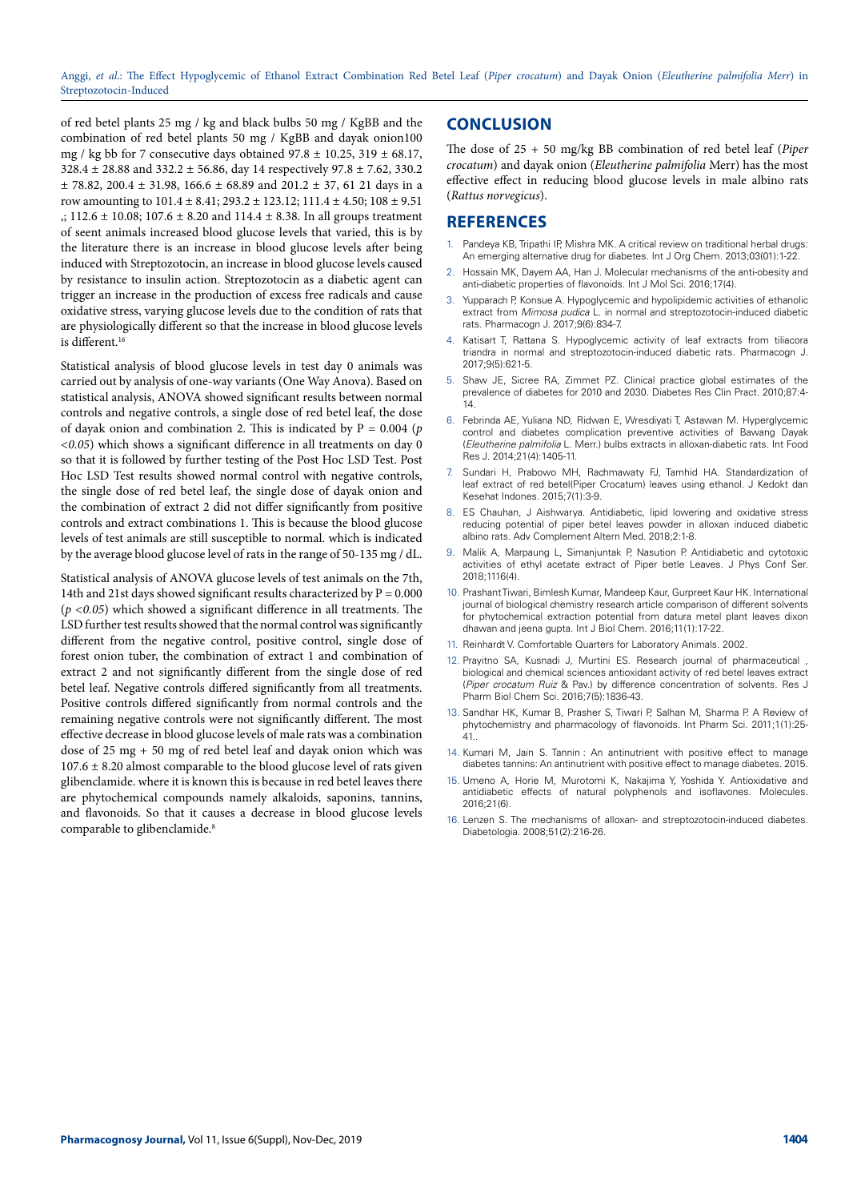of red betel plants 25 mg / kg and black bulbs 50 mg / KgBB and the combination of red betel plants 50 mg / KgBB and dayak onion100 mg / kg bb for 7 consecutive days obtained 97.8 ± 10.25, 319 ± 68.17, 328.4 ± 28.88 and 332.2 ± 56.86, day 14 respectively 97.8 ± 7.62, 330.2 ± 78.82, 200.4 ± 31.98, 166.6 ± 68.89 and 201.2 ± 37, 61 21 days in a row amounting to 101.4 ± 8.41; 293.2 ± 123.12; 111.4 ± 4.50; 108 ± 9.51 ,; 112.6 ± 10.08; 107.6 ± 8.20 and 114.4 ± 8.38. In all groups treatment of seent animals increased blood glucose levels that varied, this is by the literature there is an increase in blood glucose levels after being induced with Streptozotocin, an increase in blood glucose levels caused by resistance to insulin action. Streptozotocin as a diabetic agent can trigger an increase in the production of excess free radicals and cause oxidative stress, varying glucose levels due to the condition of rats that are physiologically different so that the increase in blood glucose levels is different.[16]

Statistical analysis of blood glucose levels in test day 0 animals was carried out by analysis of one-way variants (One Way Anova). Based on statistical analysis, ANOVA showed significant results between normal controls and negative controls, a single dose of red betel leaf, the dose of dayak onion and combination 2. This is indicated by P = 0.004 (*p <0.05*) which shows a significant difference in all treatments on day 0 so that it is followed by further testing of the Post Hoc LSD Test. Post Hoc LSD Test results showed normal control with negative controls, the single dose of red betel leaf, the single dose of dayak onion and the combination of extract 2 did not differ significantly from positive controls and extract combinations 1. This is because the blood glucose levels of test animals are still susceptible to normal. which is indicated by the average blood glucose level of rats in the range of 50-135 mg / dL.

Statistical analysis of ANOVA glucose levels of test animals on the 7th, 14th and 21st days showed significant results characterized by P = 0.000 (*p <0.05*) which showed a significant difference in all treatments. The LSD further test results showed that the normal control was significantly different from the negative control, positive control, single dose of forest onion tuber, the combination of extract 1 and combination of extract 2 and not significantly different from the single dose of red betel leaf. Negative controls differed significantly from all treatments. Positive controls differed significantly from normal controls and the remaining negative controls were not significantly different. The most effective decrease in blood glucose levels of male rats was a combination dose of 25 mg + 50 mg of red betel leaf and dayak onion which was 107.6 ± 8.20 almost comparable to the blood glucose level of rats given glibenclamide. where it is known this is because in red betel leaves there are phytochemical compounds namely alkaloids, saponins, tannins, and flavonoids. So that it causes a decrease in blood glucose levels comparable to glibenclamide.[8]

## CONCLUSION

The dose of 25 + 50 mg/kg BB combination of red betel leaf (*Piper crocatum*) and dayak onion (*Eleutherine palmifolia* Merr) has the most effective effect in reducing blood glucose levels in male albino rats (*Rattus norvegicus*).

## REFERENCES

1. Pandeya KB, Tripathi IP, Mishra MK. A critical review on traditional herbal drugs: An emerging alternative drug for diabetes. Int J Org Chem. 2013;03(01):1-22.
2. Hossain MK, Dayem AA, Han J. Molecular mechanisms of the anti-obesity and anti-diabetic properties of flavonoids. Int J Mol Sci. 2016;17(4).
3. Yupparach P, Konsue A. Hypoglycemic and hypolipidemic activities of ethanolic extract from *Mimosa pudica* L. in normal and streptozotocin-induced diabetic rats. Pharmacogn J. 2017;9(6):834-7.
4. Katisart T, Rattana S. Hypoglycemic activity of leaf extracts from tiliacora triandra in normal and streptozotocin-induced diabetic rats. Pharmacogn J. 2017;9(5):621-5.
5. Shaw JE, Sicree RA, Zimmet PZ. Clinical practice global estimates of the prevalence of diabetes for 2010 and 2030. Diabetes Res Clin Pract. 2010;87:4-14.
6. Febrinda AE, Yuliana ND, Ridwan E, Wresdiyati T, Astawan M. Hyperglycemic control and diabetes complication preventive activities of Bawang Dayak (*Eleutherine palmifolia* L. Merr.) bulbs extracts in alloxan-diabetic rats. Int Food Res J. 2014;21(4):1405-11.
7. Sundari H, Prabowo MH, Rachmawaty FJ, Tamhid HA. Standardization of leaf extract of red betel(Piper Crocatum) leaves using ethanol. J Kedokt dan Kesehat Indones. 2015;7(1):3-9.
8. ES Chauhan, J Aishwarya. Antidiabetic, lipid lowering and oxidative stress reducing potential of piper betel leaves powder in alloxan induced diabetic albino rats. Adv Complement Altern Med. 2018;2:1-8.
9. Malik A, Marpaung L, Simanjuntak P, Nasution P. Antidiabetic and cytotoxic activities of ethyl acetate extract of Piper betle Leaves. J Phys Conf Ser. 2018;1116(4).
10. PrashantTiwari, Bimlesh Kumar, Mandeep Kaur, Gurpreet Kaur HK. International journal of biological chemistry research article comparison of different solvents for phytochemical extraction potential from datura metel plant leaves dixon dhawan and jeena gupta. Int J Biol Chem. 2016;11(1):17-22.
11. Reinhardt V. Comfortable Quarters for Laboratory Animals. 2002.
12. Prayitno SA, Kusnadi J, Murtini ES. Research journal of pharmaceutical , biological and chemical sciences antioxidant activity of red betel leaves extract (*Piper crocatum Ruiz* & Pav.) by difference concentration of solvents. Res J Pharm Biol Chem Sci. 2016;7(5):1836-43.
13. Sandhar HK, Kumar B, Prasher S, Tiwari P, Salhan M, Sharma P. A Review of phytochemistry and pharmacology of flavonoids. Int Pharm Sci. 2011;1(1):25-41..
14. Kumari M, Jain S. Tannin : An antinutrient with positive effect to manage diabetes tannins: An antinutrient with positive effect to manage diabetes. 2015.
15. Umeno A, Horie M, Murotomi K, Nakajima Y, Yoshida Y. Antioxidative and antidiabetic effects of natural polyphenols and isoflavones. Molecules. 2016;21(6).
16. Lenzen S. The mechanisms of alloxan- and streptozotocin-induced diabetes. Diabetologia. 2008;51(2):216-26.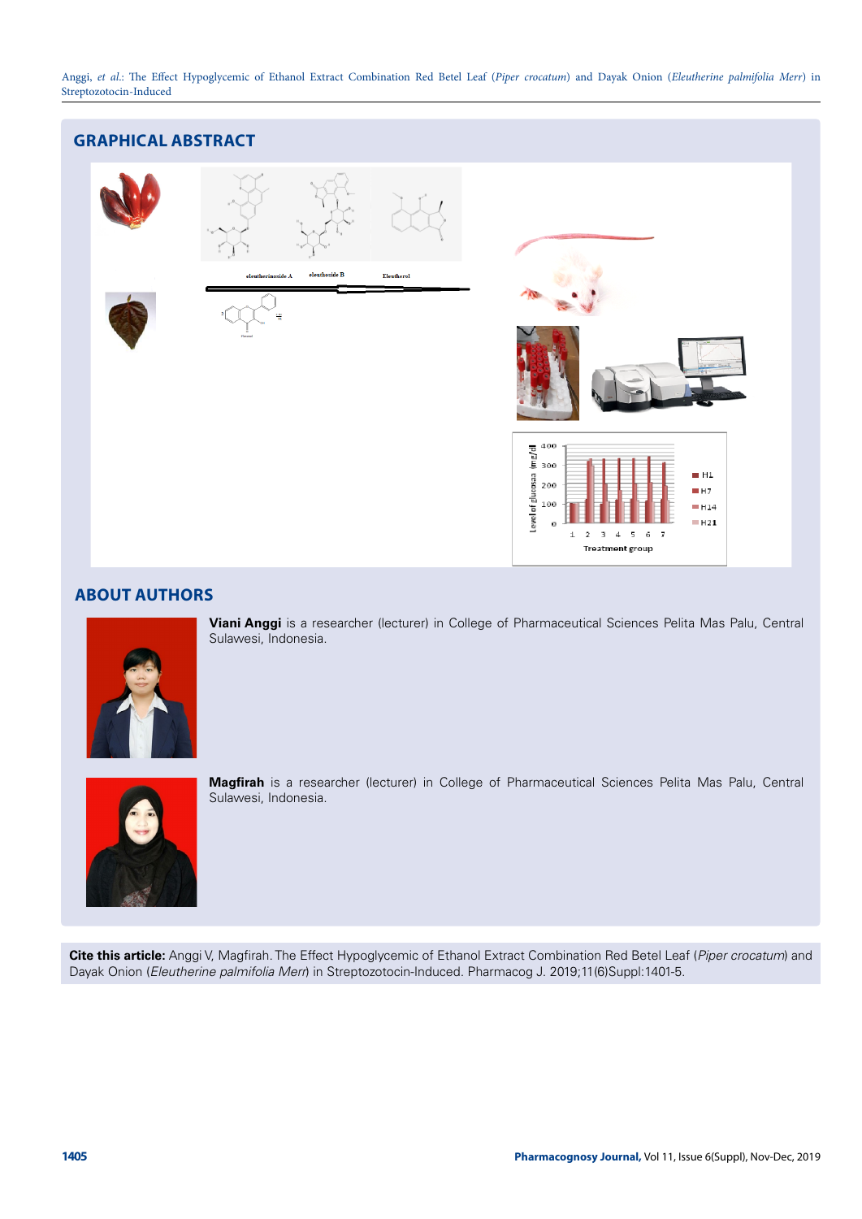## GRAPHICAL ABSTRACT

eleutherinoside A

eleuthoside B

Eleutherol

Level of glucose (mg/dl)

400

300

200

100

0

1 2 3 4 5 6 7

Treatment group

H1

H7

H14

H21

## ABOUT AUTHORS

**Viani Anggi** is a researcher (lecturer) in College of Pharmaceutical Sciences Pelita Mas Palu, Central Sulawesi, Indonesia.

**Magfirah** is a researcher (lecturer) in College of Pharmaceutical Sciences Pelita Mas Palu, Central Sulawesi, Indonesia.

**Cite this article:** Anggi V, Magfirah. The Effect Hypoglycemic of Ethanol Extract Combination Red Betel Leaf (*Piper crocatum*) and Dayak Onion (*Eleutherine palmifolia Merr*) in Streptozotocin-Induced. Pharmacog J. 2019;11(6)Suppl:1401-5.